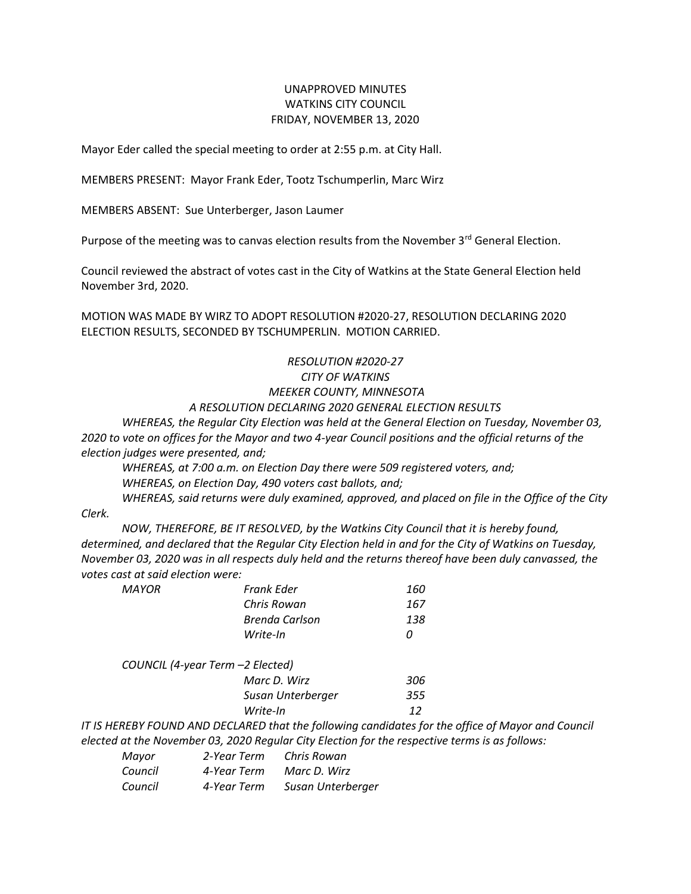UNAPPROVED MINUTES
WATKINS CITY COUNCIL
FRIDAY, NOVEMBER 13, 2020

Mayor Eder called the special meeting to order at 2:55 p.m. at City Hall.

MEMBERS PRESENT: Mayor Frank Eder, Tootz Tschumperlin, Marc Wirz

MEMBERS ABSENT: Sue Unterberger, Jason Laumer

Purpose of the meeting was to canvas election results from the November 3rd General Election.

Council reviewed the abstract of votes cast in the City of Watkins at the State General Election held November 3rd, 2020.

MOTION WAS MADE BY WIRZ TO ADOPT RESOLUTION #2020-27, RESOLUTION DECLARING 2020 ELECTION RESULTS, SECONDED BY TSCHUMPERLIN. MOTION CARRIED.

*RESOLUTION #2020-27*
*CITY OF WATKINS*
*MEEKER COUNTY, MINNESOTA*
*A RESOLUTION DECLARING 2020 GENERAL ELECTION RESULTS*

*WHEREAS, the Regular City Election was held at the General Election on Tuesday, November 03, 2020 to vote on offices for the Mayor and two 4-year Council positions and the official returns of the election judges were presented, and;*

*WHEREAS, at 7:00 a.m. on Election Day there were 509 registered voters, and;*

*WHEREAS, on Election Day, 490 voters cast ballots, and;*

*WHEREAS, said returns were duly examined, approved, and placed on file in the Office of the City Clerk.*

*NOW, THEREFORE, BE IT RESOLVED, by the Watkins City Council that it is hereby found, determined, and declared that the Regular City Election held in and for the City of Watkins on Tuesday, November 03, 2020 was in all respects duly held and the returns thereof have been duly canvassed, the votes cast at said election were:*

| | | |
|---|---|---|
| *MAYOR* | *Frank Eder* | *160* |
| | *Chris Rowan* | *167* |
| | *Brenda Carlson* | *138* |
| | *Write-In* | *0* |
| *COUNCIL (4-year Term –2 Elected)* | | |
| | *Marc D. Wirz* | *306* |
| | *Susan Unterberger* | *355* |
| | *Write-In* | *12* |

*IT IS HEREBY FOUND AND DECLARED that the following candidates for the office of Mayor and Council elected at the November 03, 2020 Regular City Election for the respective terms is as follows:*

| | | |
|---|---|---|
| *Mayor* | *2-Year Term* | *Chris Rowan* |
| *Council* | *4-Year Term* | *Marc D. Wirz* |
| *Council* | *4-Year Term* | *Susan Unterberger* |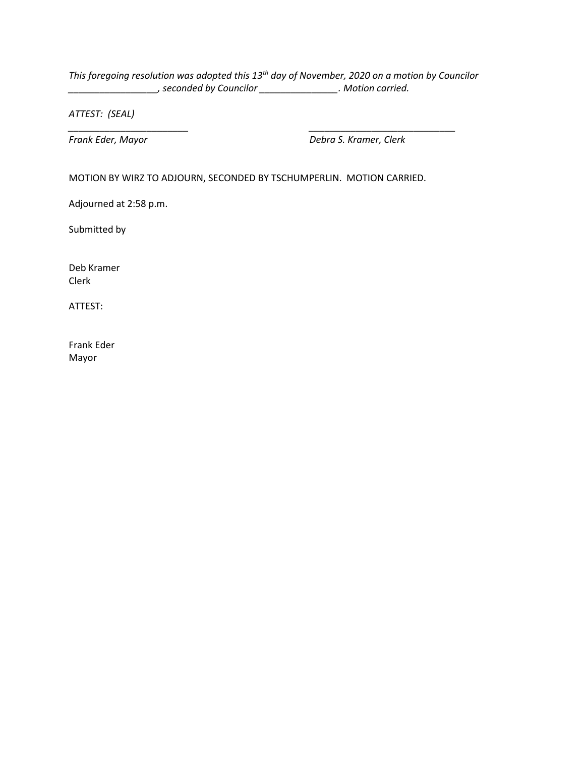*This foregoing resolution was adopted this 13th day of November, 2020 on a motion by Councilor _________________, seconded by Councilor _______________. Motion carried.*

*ATTEST: (SEAL)*

_______________________ _____________________________

*Frank Eder, Mayor* *Debra S. Kramer, Clerk*

MOTION BY WIRZ TO ADJOURN, SECONDED BY TSCHUMPERLIN. MOTION CARRIED.

Adjourned at 2:58 p.m.

Submitted by

Deb Kramer
Clerk

ATTEST:

Frank Eder
Mayor